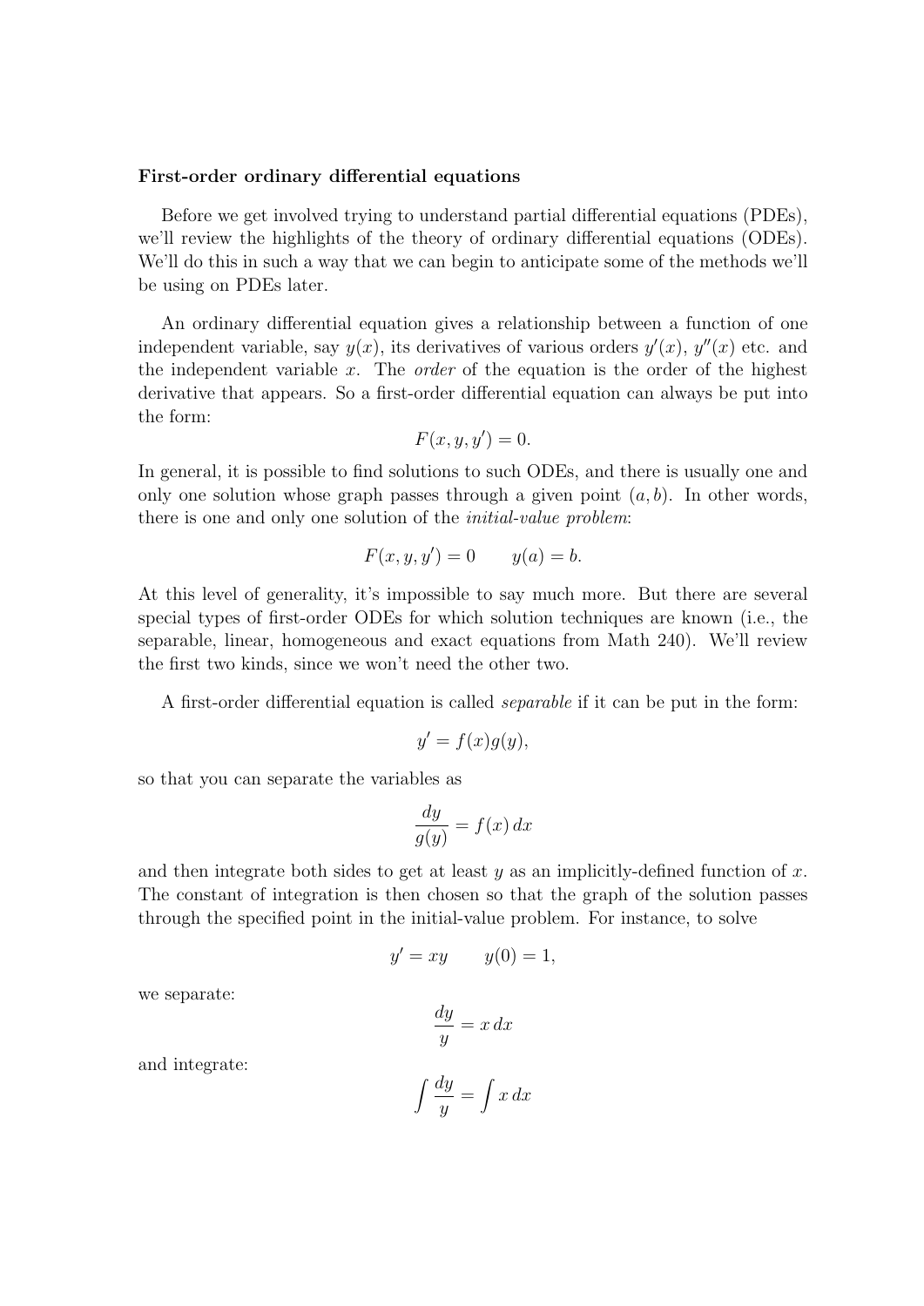**First-order ordinary differential equations**

Before we get involved trying to understand partial differential equations (PDEs), we'll review the highlights of the theory of ordinary differential equations (ODEs). We'll do this in such a way that we can begin to anticipate some of the methods we'll be using on PDEs later.

An ordinary differential equation gives a relationship between a function of one independent variable, say $y(x)$, its derivatives of various orders $y'(x)$, $y''(x)$ etc. and the independent variable $x$. The *order* of the equation is the order of the highest derivative that appears. So a first-order differential equation can always be put into the form:

$$F(x, y, y') = 0.$$

In general, it is possible to find solutions to such ODEs, and there is usually one and only one solution whose graph passes through a given point $(a, b)$. In other words, there is one and only one solution of the *initial-value problem*:

$$F(x, y, y') = 0 \qquad y(a) = b.$$

At this level of generality, it's impossible to say much more. But there are several special types of first-order ODEs for which solution techniques are known (i.e., the separable, linear, homogeneous and exact equations from Math 240). We'll review the first two kinds, since we won't need the other two.

A first-order differential equation is called *separable* if it can be put in the form:

$$y' = f(x)g(y),$$

so that you can separate the variables as

$$\frac{dy}{g(y)} = f(x)\,dx$$

and then integrate both sides to get at least $y$ as an implicitly-defined function of $x$. The constant of integration is then chosen so that the graph of the solution passes through the specified point in the initial-value problem. For instance, to solve

$$y' = xy \qquad y(0) = 1,$$

we separate:

$$\frac{dy}{y} = x\,dx$$

and integrate:

$$\int \frac{dy}{y} = \int x\,dx$$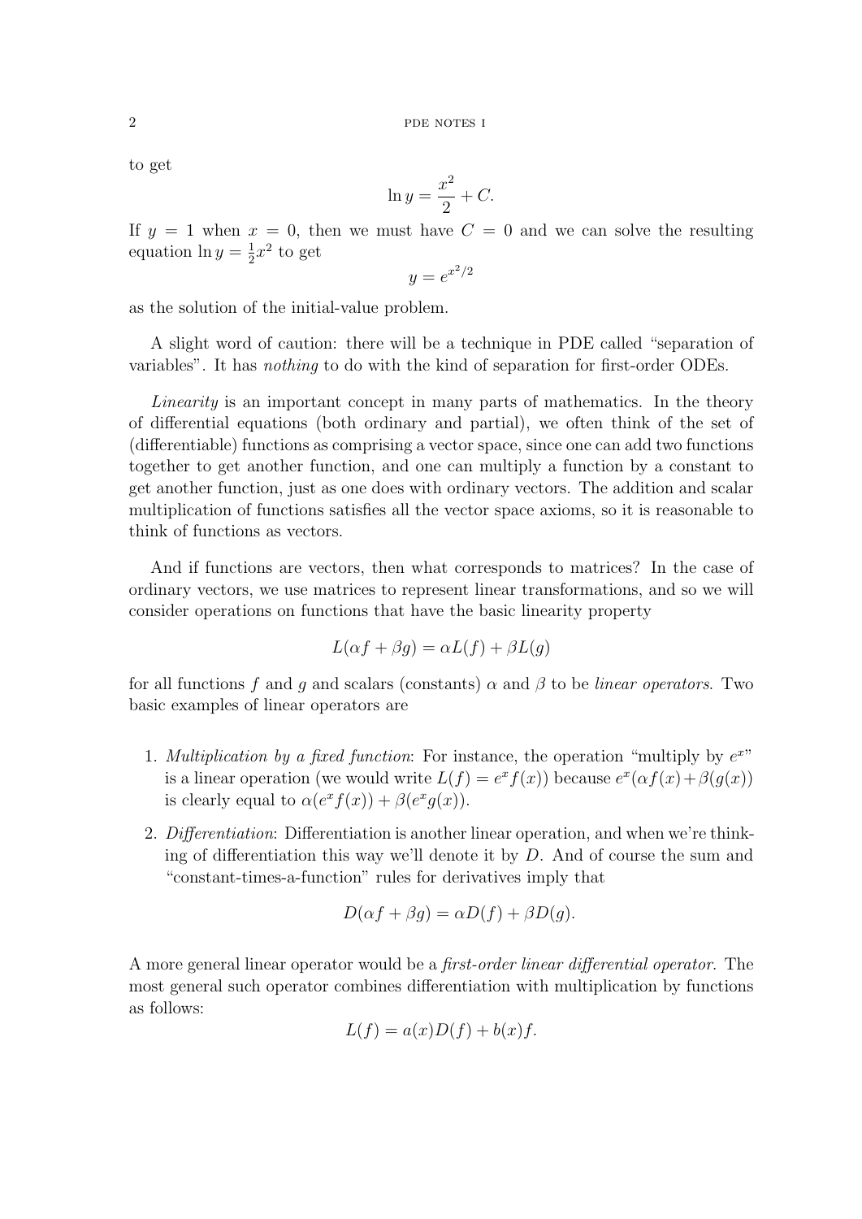to get

$$\ln y = \frac{x^2}{2} + C.$$

If $y = 1$ when $x = 0$, then we must have $C = 0$ and we can solve the resulting equation $\ln y = \frac{1}{2}x^2$ to get

$$y = e^{x^2/2}$$

as the solution of the initial-value problem.

A slight word of caution: there will be a technique in PDE called "separation of variables". It has *nothing* to do with the kind of separation for first-order ODEs.

*Linearity* is an important concept in many parts of mathematics. In the theory of differential equations (both ordinary and partial), we often think of the set of (differentiable) functions as comprising a vector space, since one can add two functions together to get another function, and one can multiply a function by a constant to get another function, just as one does with ordinary vectors. The addition and scalar multiplication of functions satisfies all the vector space axioms, so it is reasonable to think of functions as vectors.

And if functions are vectors, then what corresponds to matrices? In the case of ordinary vectors, we use matrices to represent linear transformations, and so we will consider operations on functions that have the basic linearity property

$$L(\alpha f + \beta g) = \alpha L(f) + \beta L(g)$$

for all functions $f$ and $g$ and scalars (constants) $\alpha$ and $\beta$ to be *linear operators*. Two basic examples of linear operators are

1. *Multiplication by a fixed function*: For instance, the operation "multiply by $e^x$" is a linear operation (we would write $L(f) = e^x f(x)$) because $e^x(\alpha f(x) + \beta(g(x))$ is clearly equal to $\alpha(e^x f(x)) + \beta(e^x g(x))$.
2. *Differentiation*: Differentiation is another linear operation, and when we're thinking of differentiation this way we'll denote it by $D$. And of course the sum and "constant-times-a-function" rules for derivatives imply that

$$D(\alpha f + \beta g) = \alpha D(f) + \beta D(g).$$

A more general linear operator would be a *first-order linear differential operator*. The most general such operator combines differentiation with multiplication by functions as follows:

$$L(f) = a(x)D(f) + b(x)f.$$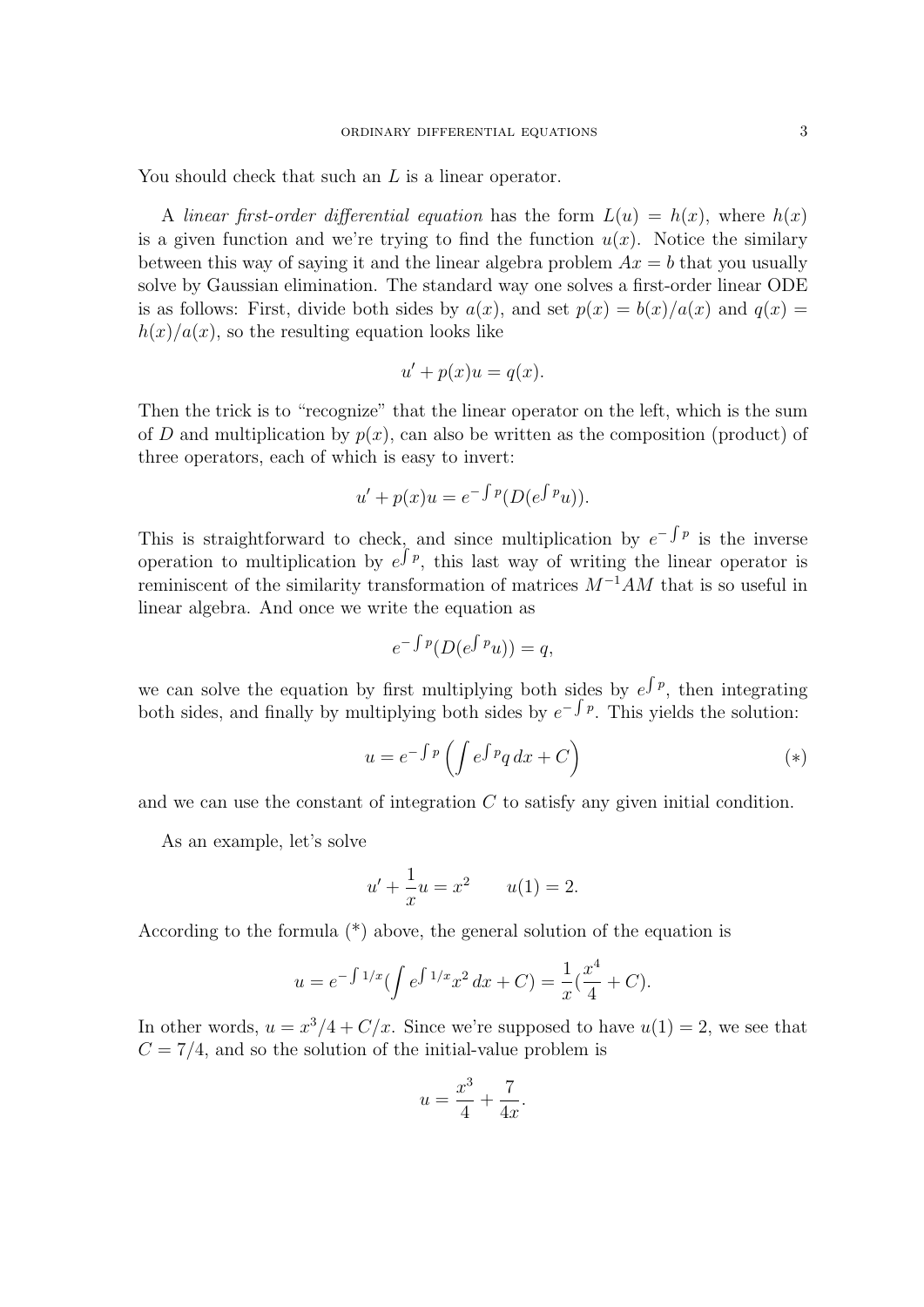You should check that such an $L$ is a linear operator.

A *linear first-order differential equation* has the form $L(u) = h(x)$, where $h(x)$ is a given function and we're trying to find the function $u(x)$. Notice the similary between this way of saying it and the linear algebra problem $Ax = b$ that you usually solve by Gaussian elimination. The standard way one solves a first-order linear ODE is as follows: First, divide both sides by $a(x)$, and set $p(x) = b(x)/a(x)$ and $q(x) = h(x)/a(x)$, so the resulting equation looks like

$$u' + p(x)u = q(x).$$

Then the trick is to "recognize" that the linear operator on the left, which is the sum of $D$ and multiplication by $p(x)$, can also be written as the composition (product) of three operators, each of which is easy to invert:

$$u' + p(x)u = e^{-\int p}(D(e^{\int p}u)).$$

This is straightforward to check, and since multiplication by $e^{-\int p}$ is the inverse operation to multiplication by $e^{\int p}$, this last way of writing the linear operator is reminiscent of the similarity transformation of matrices $M^{-1}AM$ that is so useful in linear algebra. And once we write the equation as

$$e^{-\int p}(D(e^{\int p}u)) = q,$$

we can solve the equation by first multiplying both sides by $e^{\int p}$, then integrating both sides, and finally by multiplying both sides by $e^{-\int p}$. This yields the solution:

$$u = e^{-\int p}\left(\int e^{\int p} q\,dx + C\right) \qquad (*)$$

and we can use the constant of integration $C$ to satisfy any given initial condition.

As an example, let's solve

$$u' + \frac{1}{x}u = x^2 \qquad u(1) = 2.$$

According to the formula (*) above, the general solution of the equation is

$$u = e^{-\int 1/x}(\int e^{\int 1/x} x^2\,dx + C) = \frac{1}{x}(\frac{x^4}{4} + C).$$

In other words, $u = x^3/4 + C/x$. Since we're supposed to have $u(1) = 2$, we see that $C = 7/4$, and so the solution of the initial-value problem is

$$u = \frac{x^3}{4} + \frac{7}{4x}.$$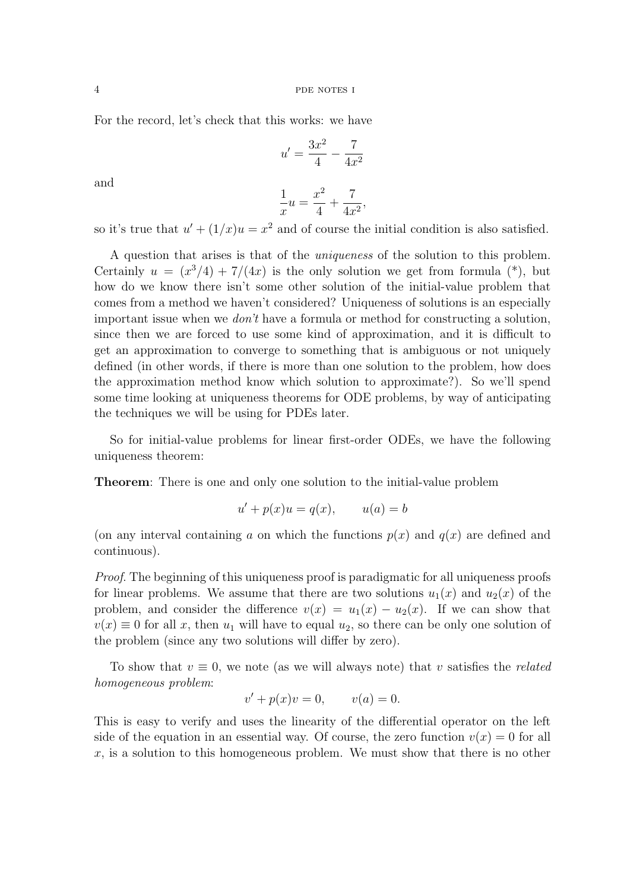For the record, let's check that this works: we have

$$u' = \frac{3x^2}{4} - \frac{7}{4x^2}$$

and

$$\frac{1}{x}u = \frac{x^2}{4} + \frac{7}{4x^2},$$

so it's true that $u' + (1/x)u = x^2$ and of course the initial condition is also satisfied.

A question that arises is that of the *uniqueness* of the solution to this problem. Certainly $u = (x^3/4) + 7/(4x)$ is the only solution we get from formula (*), but how do we know there isn't some other solution of the initial-value problem that comes from a method we haven't considered? Uniqueness of solutions is an especially important issue when we *don't* have a formula or method for constructing a solution, since then we are forced to use some kind of approximation, and it is difficult to get an approximation to converge to something that is ambiguous or not uniquely defined (in other words, if there is more than one solution to the problem, how does the approximation method know which solution to approximate?). So we'll spend some time looking at uniqueness theorems for ODE problems, by way of anticipating the techniques we will be using for PDEs later.

So for initial-value problems for linear first-order ODEs, we have the following uniqueness theorem:

**Theorem**: There is one and only one solution to the initial-value problem

$$u' + p(x)u = q(x), \qquad u(a) = b$$

(on any interval containing $a$ on which the functions $p(x)$ and $q(x)$ are defined and continuous).

*Proof.* The beginning of this uniqueness proof is paradigmatic for all uniqueness proofs for linear problems. We assume that there are two solutions $u_1(x)$ and $u_2(x)$ of the problem, and consider the difference $v(x) = u_1(x) - u_2(x)$. If we can show that $v(x) \equiv 0$ for all $x$, then $u_1$ will have to equal $u_2$, so there can be only one solution of the problem (since any two solutions will differ by zero).

To show that $v \equiv 0$, we note (as we will always note) that $v$ satisfies the *related homogeneous problem*:

$$v' + p(x)v = 0, \qquad v(a) = 0.$$

This is easy to verify and uses the linearity of the differential operator on the left side of the equation in an essential way. Of course, the zero function $v(x) = 0$ for all $x$, is a solution to this homogeneous problem. We must show that there is no other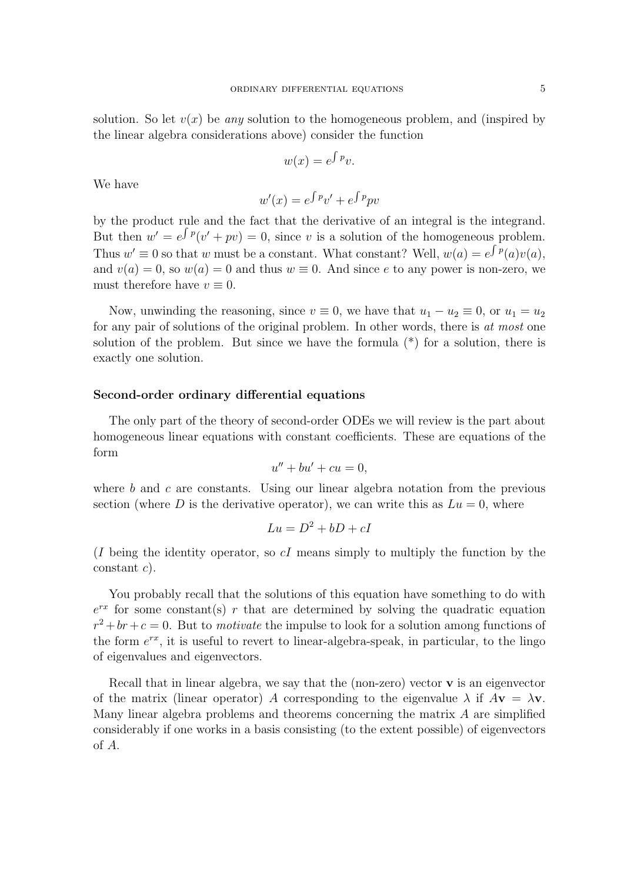solution. So let $v(x)$ be *any* solution to the homogeneous problem, and (inspired by the linear algebra considerations above) consider the function

$$w(x) = e^{\int p} v.$$

We have

$$w'(x) = e^{\int p} v' + e^{\int p} pv$$

by the product rule and the fact that the derivative of an integral is the integrand. But then $w' = e^{\int p}(v' + pv) = 0$, since $v$ is a solution of the homogeneous problem. Thus $w' \equiv 0$ so that $w$ must be a constant. What constant? Well, $w(a) = e^{\int p}(a) v(a)$, and $v(a) = 0$, so $w(a) = 0$ and thus $w \equiv 0$. And since $e$ to any power is non-zero, we must therefore have $v \equiv 0$.

Now, unwinding the reasoning, since $v \equiv 0$, we have that $u_1 - u_2 \equiv 0$, or $u_1 = u_2$ for any pair of solutions of the original problem. In other words, there is *at most* one solution of the problem. But since we have the formula (*) for a solution, there is exactly one solution.

**Second-order ordinary differential equations**

The only part of the theory of second-order ODEs we will review is the part about homogeneous linear equations with constant coefficients. These are equations of the form

$$u'' + bu' + cu = 0,$$

where $b$ and $c$ are constants. Using our linear algebra notation from the previous section (where $D$ is the derivative operator), we can write this as $Lu = 0$, where

$$Lu = D^2 + bD + cI$$

($I$ being the identity operator, so $cI$ means simply to multiply the function by the constant $c$).

You probably recall that the solutions of this equation have something to do with $e^{rx}$ for some constant(s) $r$ that are determined by solving the quadratic equation $r^2 + br + c = 0$. But to *motivate* the impulse to look for a solution among functions of the form $e^{rx}$, it is useful to revert to linear-algebra-speak, in particular, to the lingo of eigenvalues and eigenvectors.

Recall that in linear algebra, we say that the (non-zero) vector $\mathbf{v}$ is an eigenvector of the matrix (linear operator) $A$ corresponding to the eigenvalue $\lambda$ if $A\mathbf{v} = \lambda\mathbf{v}$. Many linear algebra problems and theorems concerning the matrix $A$ are simplified considerably if one works in a basis consisting (to the extent possible) of eigenvectors of $A$.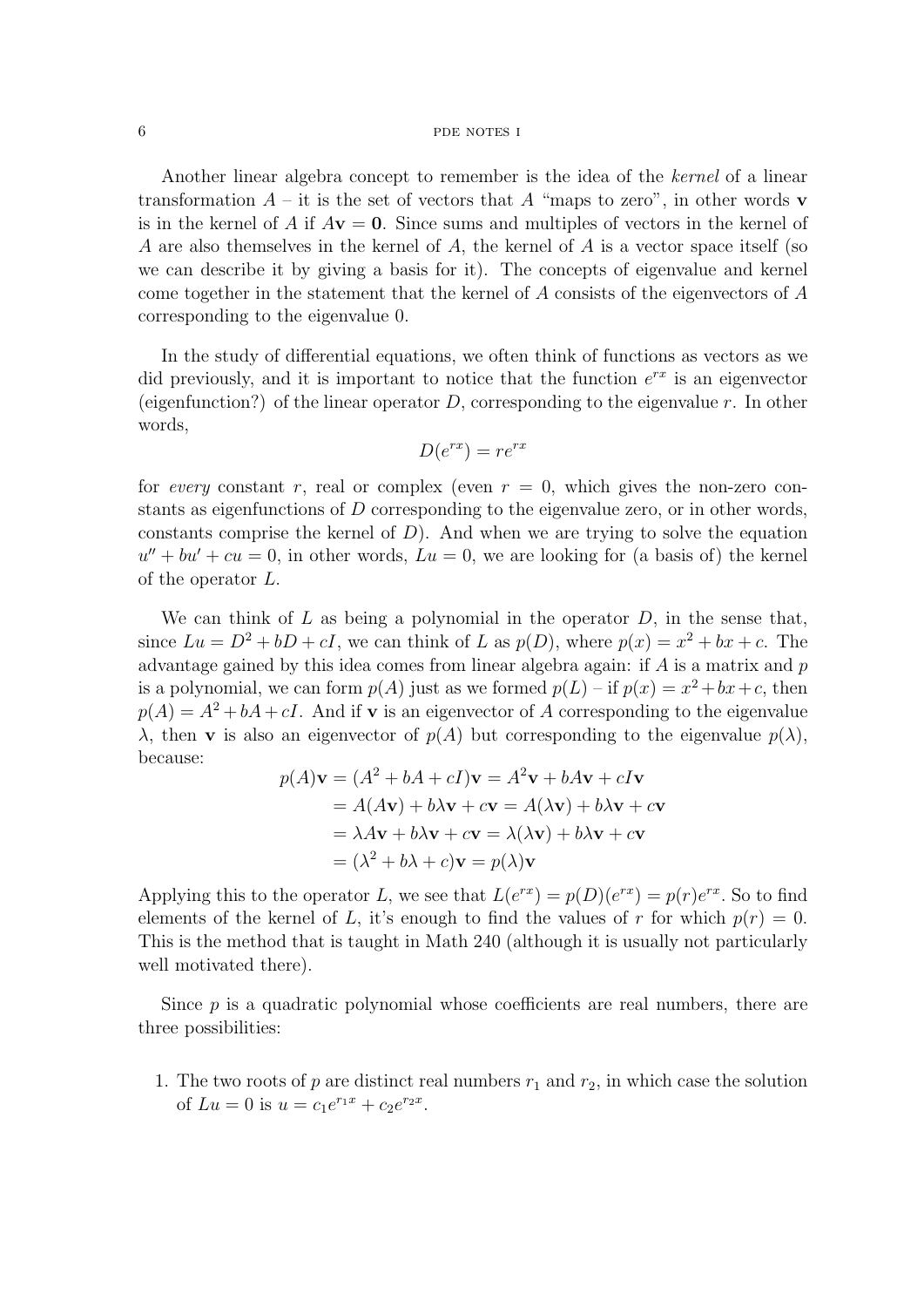Another linear algebra concept to remember is the idea of the *kernel* of a linear transformation $A$ – it is the set of vectors that $A$ "maps to zero", in other words $\mathbf{v}$ is in the kernel of $A$ if $A\mathbf{v} = \mathbf{0}$. Since sums and multiples of vectors in the kernel of $A$ are also themselves in the kernel of $A$, the kernel of $A$ is a vector space itself (so we can describe it by giving a basis for it). The concepts of eigenvalue and kernel come together in the statement that the kernel of $A$ consists of the eigenvectors of $A$ corresponding to the eigenvalue 0.

In the study of differential equations, we often think of functions as vectors as we did previously, and it is important to notice that the function $e^{rx}$ is an eigenvector (eigenfunction?) of the linear operator $D$, corresponding to the eigenvalue $r$. In other words,

$$D(e^{rx}) = re^{rx}$$

for *every* constant $r$, real or complex (even $r = 0$, which gives the non-zero constants as eigenfunctions of $D$ corresponding to the eigenvalue zero, or in other words, constants comprise the kernel of $D$). And when we are trying to solve the equation $u'' + bu' + cu = 0$, in other words, $Lu = 0$, we are looking for (a basis of) the kernel of the operator $L$.

We can think of $L$ as being a polynomial in the operator $D$, in the sense that, since $Lu = D^2 + bD + cI$, we can think of $L$ as $p(D)$, where $p(x) = x^2 + bx + c$. The advantage gained by this idea comes from linear algebra again: if $A$ is a matrix and $p$ is a polynomial, we can form $p(A)$ just as we formed $p(L)$ – if $p(x) = x^2 + bx + c$, then $p(A) = A^2 + bA + cI$. And if $\mathbf{v}$ is an eigenvector of $A$ corresponding to the eigenvalue $\lambda$, then $\mathbf{v}$ is also an eigenvector of $p(A)$ but corresponding to the eigenvalue $p(\lambda)$, because:

$$\begin{aligned}
p(A)\mathbf{v} &= (A^2 + bA + cI)\mathbf{v} = A^2\mathbf{v} + bA\mathbf{v} + cI\mathbf{v} \\
&= A(A\mathbf{v}) + b\lambda\mathbf{v} + c\mathbf{v} = A(\lambda\mathbf{v}) + b\lambda\mathbf{v} + c\mathbf{v} \\
&= \lambda A\mathbf{v} + b\lambda\mathbf{v} + c\mathbf{v} = \lambda(\lambda\mathbf{v}) + b\lambda\mathbf{v} + c\mathbf{v} \\
&= (\lambda^2 + b\lambda + c)\mathbf{v} = p(\lambda)\mathbf{v}
\end{aligned}$$

Applying this to the operator $L$, we see that $L(e^{rx}) = p(D)(e^{rx}) = p(r)e^{rx}$. So to find elements of the kernel of $L$, it's enough to find the values of $r$ for which $p(r) = 0$. This is the method that is taught in Math 240 (although it is usually not particularly well motivated there).

Since $p$ is a quadratic polynomial whose coefficients are real numbers, there are three possibilities:

1. The two roots of $p$ are distinct real numbers $r_1$ and $r_2$, in which case the solution of $Lu = 0$ is $u = c_1e^{r_1x} + c_2e^{r_2x}$.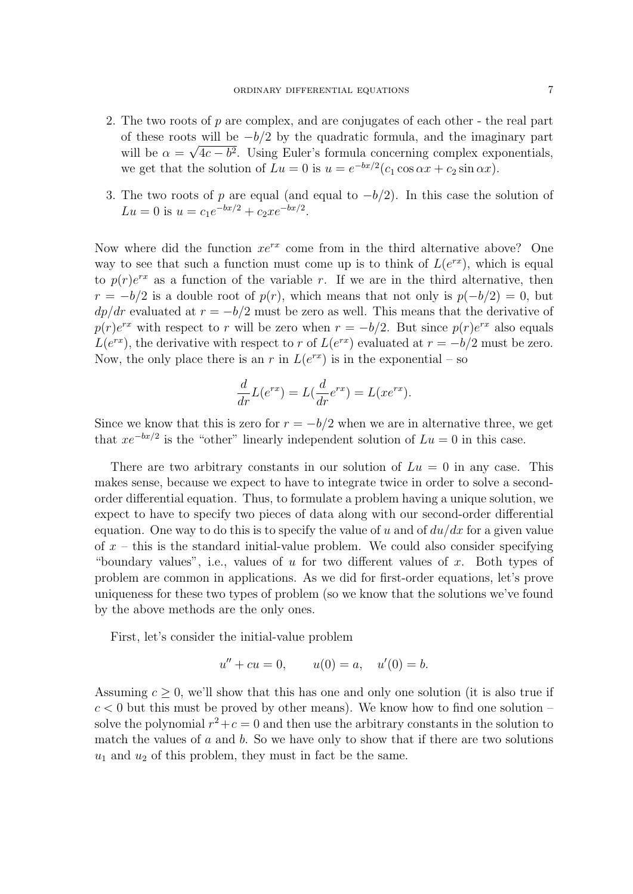2. The two roots of $p$ are complex, and are conjugates of each other - the real part of these roots will be $-b/2$ by the quadratic formula, and the imaginary part will be $\alpha = \sqrt{4c - b^2}$. Using Euler's formula concerning complex exponentials, we get that the solution of $Lu = 0$ is $u = e^{-bx/2}(c_1 \cos \alpha x + c_2 \sin \alpha x)$.

3. The two roots of $p$ are equal (and equal to $-b/2$). In this case the solution of $Lu = 0$ is $u = c_1 e^{-bx/2} + c_2 x e^{-bx/2}$.

Now where did the function $xe^{rx}$ come from in the third alternative above? One way to see that such a function must come up is to think of $L(e^{rx})$, which is equal to $p(r)e^{rx}$ as a function of the variable $r$. If we are in the third alternative, then $r = -b/2$ is a double root of $p(r)$, which means that not only is $p(-b/2) = 0$, but $dp/dr$ evaluated at $r = -b/2$ must be zero as well. This means that the derivative of $p(r)e^{rx}$ with respect to $r$ will be zero when $r = -b/2$. But since $p(r)e^{rx}$ also equals $L(e^{rx})$, the derivative with respect to $r$ of $L(e^{rx})$ evaluated at $r = -b/2$ must be zero. Now, the only place there is an $r$ in $L(e^{rx})$ is in the exponential – so

$$\frac{d}{dr}L(e^{rx}) = L(\frac{d}{dr}e^{rx}) = L(xe^{rx}).$$

Since we know that this is zero for $r = -b/2$ when we are in alternative three, we get that $xe^{-bx/2}$ is the "other" linearly independent solution of $Lu = 0$ in this case.

There are two arbitrary constants in our solution of $Lu = 0$ in any case. This makes sense, because we expect to have to integrate twice in order to solve a second-order differential equation. Thus, to formulate a problem having a unique solution, we expect to have to specify two pieces of data along with our second-order differential equation. One way to do this is to specify the value of $u$ and of $du/dx$ for a given value of $x$ – this is the standard initial-value problem. We could also consider specifying "boundary values", i.e., values of $u$ for two different values of $x$. Both types of problem are common in applications. As we did for first-order equations, let's prove uniqueness for these two types of problem (so we know that the solutions we've found by the above methods are the only ones.

First, let's consider the initial-value problem

$$u'' + cu = 0, \qquad u(0) = a, \quad u'(0) = b.$$

Assuming $c \geq 0$, we'll show that this has one and only one solution (it is also true if $c < 0$ but this must be proved by other means). We know how to find one solution – solve the polynomial $r^2 + c = 0$ and then use the arbitrary constants in the solution to match the values of $a$ and $b$. So we have only to show that if there are two solutions $u_1$ and $u_2$ of this problem, they must in fact be the same.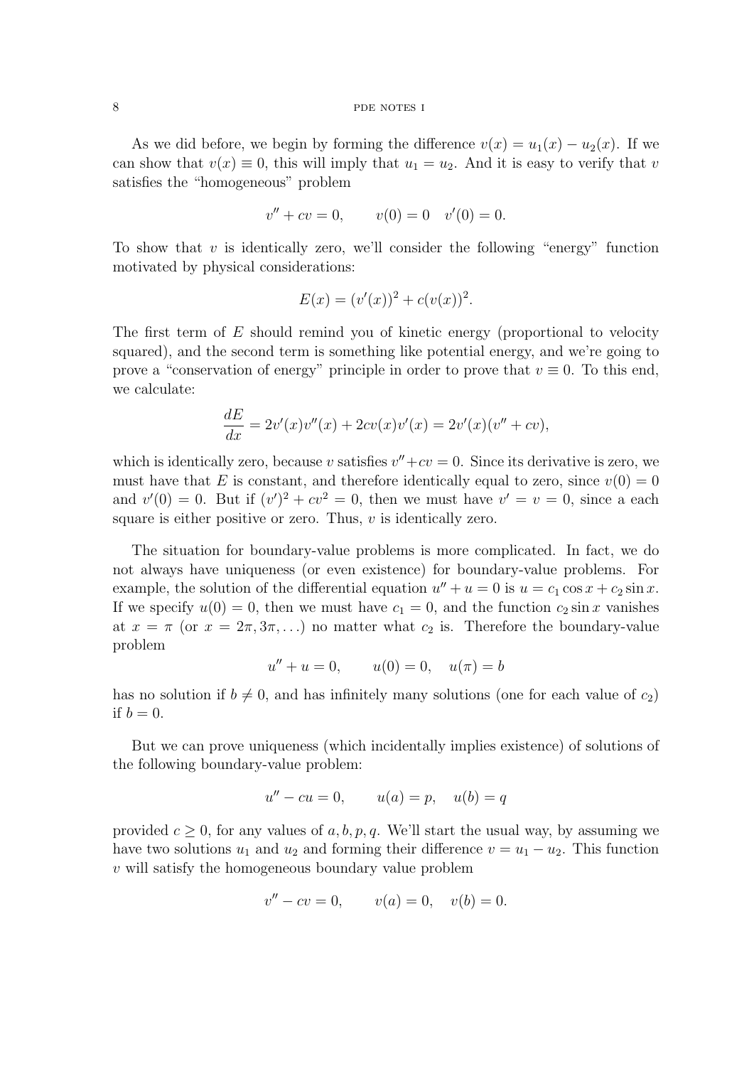As we did before, we begin by forming the difference $v(x) = u_1(x) - u_2(x)$. If we can show that $v(x) \equiv 0$, this will imply that $u_1 = u_2$. And it is easy to verify that $v$ satisfies the "homogeneous" problem

$$v'' + cv = 0, \qquad v(0) = 0 \quad v'(0) = 0.$$

To show that $v$ is identically zero, we'll consider the following "energy" function motivated by physical considerations:

$$E(x) = (v'(x))^2 + c(v(x))^2.$$

The first term of $E$ should remind you of kinetic energy (proportional to velocity squared), and the second term is something like potential energy, and we're going to prove a "conservation of energy" principle in order to prove that $v \equiv 0$. To this end, we calculate:

$$\frac{dE}{dx} = 2v'(x)v''(x) + 2cv(x)v'(x) = 2v'(x)(v'' + cv),$$

which is identically zero, because $v$ satisfies $v'' + cv = 0$. Since its derivative is zero, we must have that $E$ is constant, and therefore identically equal to zero, since $v(0) = 0$ and $v'(0) = 0$. But if $(v')^2 + cv^2 = 0$, then we must have $v' = v = 0$, since a each square is either positive or zero. Thus, $v$ is identically zero.

The situation for boundary-value problems is more complicated. In fact, we do not always have uniqueness (or even existence) for boundary-value problems. For example, the solution of the differential equation $u'' + u = 0$ is $u = c_1 \cos x + c_2 \sin x$. If we specify $u(0) = 0$, then we must have $c_1 = 0$, and the function $c_2 \sin x$ vanishes at $x = \pi$ (or $x = 2\pi, 3\pi, \ldots$) no matter what $c_2$ is. Therefore the boundary-value problem

$$u'' + u = 0, \qquad u(0) = 0, \quad u(\pi) = b$$

has no solution if $b \neq 0$, and has infinitely many solutions (one for each value of $c_2$) if $b = 0$.

But we can prove uniqueness (which incidentally implies existence) of solutions of the following boundary-value problem:

$$u'' - cu = 0, \qquad u(a) = p, \quad u(b) = q$$

provided $c \geq 0$, for any values of $a, b, p, q$. We'll start the usual way, by assuming we have two solutions $u_1$ and $u_2$ and forming their difference $v = u_1 - u_2$. This function $v$ will satisfy the homogeneous boundary value problem

$$v'' - cv = 0, \qquad v(a) = 0, \quad v(b) = 0.$$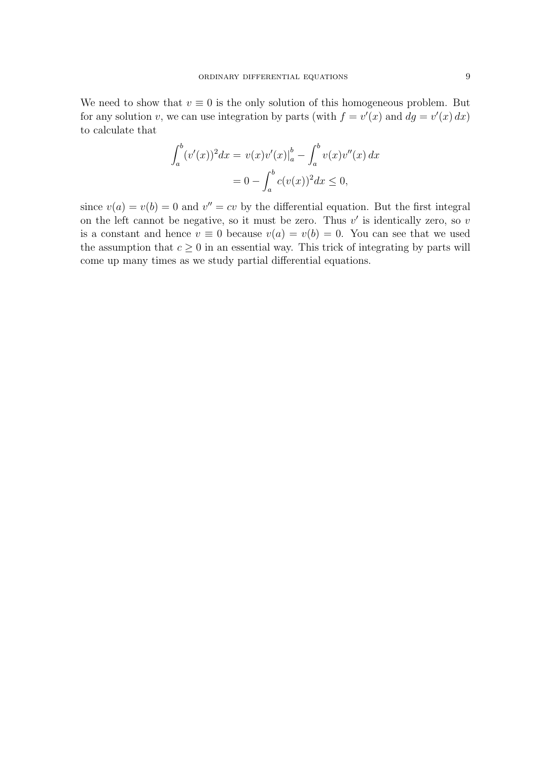We need to show that $v \equiv 0$ is the only solution of this homogeneous problem. But for any solution $v$, we can use integration by parts (with $f = v'(x)$ and $dg = v'(x)\,dx$) to calculate that

$$
\begin{aligned}
\int_a^b (v'(x))^2 dx &= v(x)v'(x)\big|_a^b - \int_a^b v(x)v''(x)\,dx \\
&= 0 - \int_a^b c(v(x))^2 dx \leq 0,
\end{aligned}
$$

since $v(a) = v(b) = 0$ and $v'' = cv$ by the differential equation. But the first integral on the left cannot be negative, so it must be zero. Thus $v'$ is identically zero, so $v$ is a constant and hence $v \equiv 0$ because $v(a) = v(b) = 0$. You can see that we used the assumption that $c \geq 0$ in an essential way. This trick of integrating by parts will come up many times as we study partial differential equations.